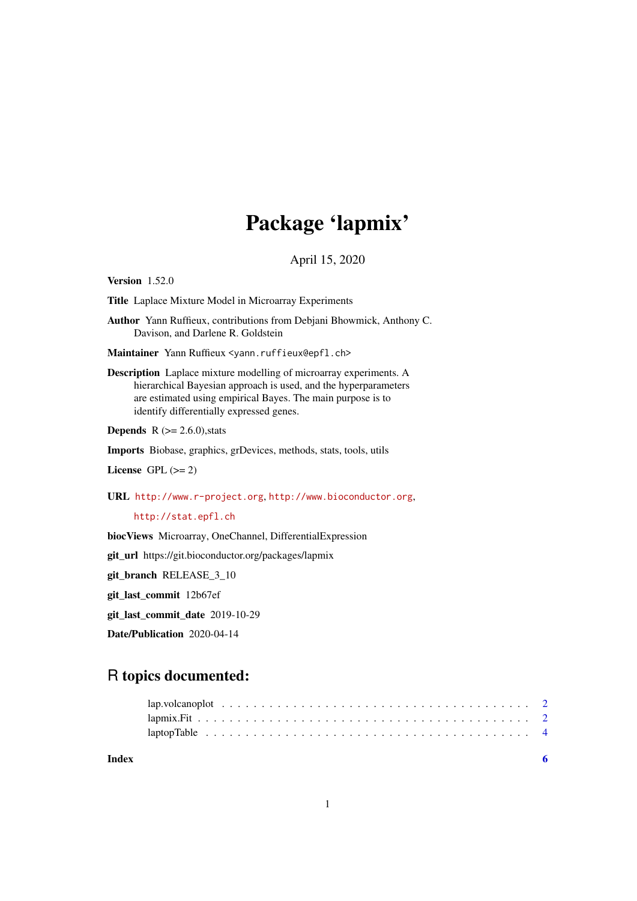# Package 'lapmix'

April 15, 2020

**Version** 1.52.0

**Title** Laplace Mixture Model in Microarray Experiments

**Author** Yann Ruffieux, contributions from Debjani Bhowmick, Anthony C. Davison, and Darlene R. Goldstein

**Maintainer** Yann Ruffieux <yann.ruffieux@epfl.ch>

**Description** Laplace mixture modelling of microarray experiments. A hierarchical Bayesian approach is used, and the hyperparameters are estimated using empirical Bayes. The main purpose is to identify differentially expressed genes.

**Depends** R (>= 2.6.0),stats

**Imports** Biobase, graphics, grDevices, methods, stats, tools, utils

**License** GPL (>= 2)

**URL** http://www.r-project.org, http://www.bioconductor.org, http://stat.epfl.ch

**biocViews** Microarray, OneChannel, DifferentialExpression

**git_url** https://git.bioconductor.org/packages/lapmix

**git_branch** RELEASE_3_10

**git_last_commit** 12b67ef

**git_last_commit_date** 2019-10-29

**Date/Publication** 2020-04-14

## R topics documented:

- lap.volcanoplot . . . . . . . . . . . . . . . . . . . . . . . . . . . . . . . . . . . . 2
- lapmix.Fit . . . . . . . . . . . . . . . . . . . . . . . . . . . . . . . . . . . . . . 2
- laptopTable . . . . . . . . . . . . . . . . . . . . . . . . . . . . . . . . . . . . . 4

**Index** **6**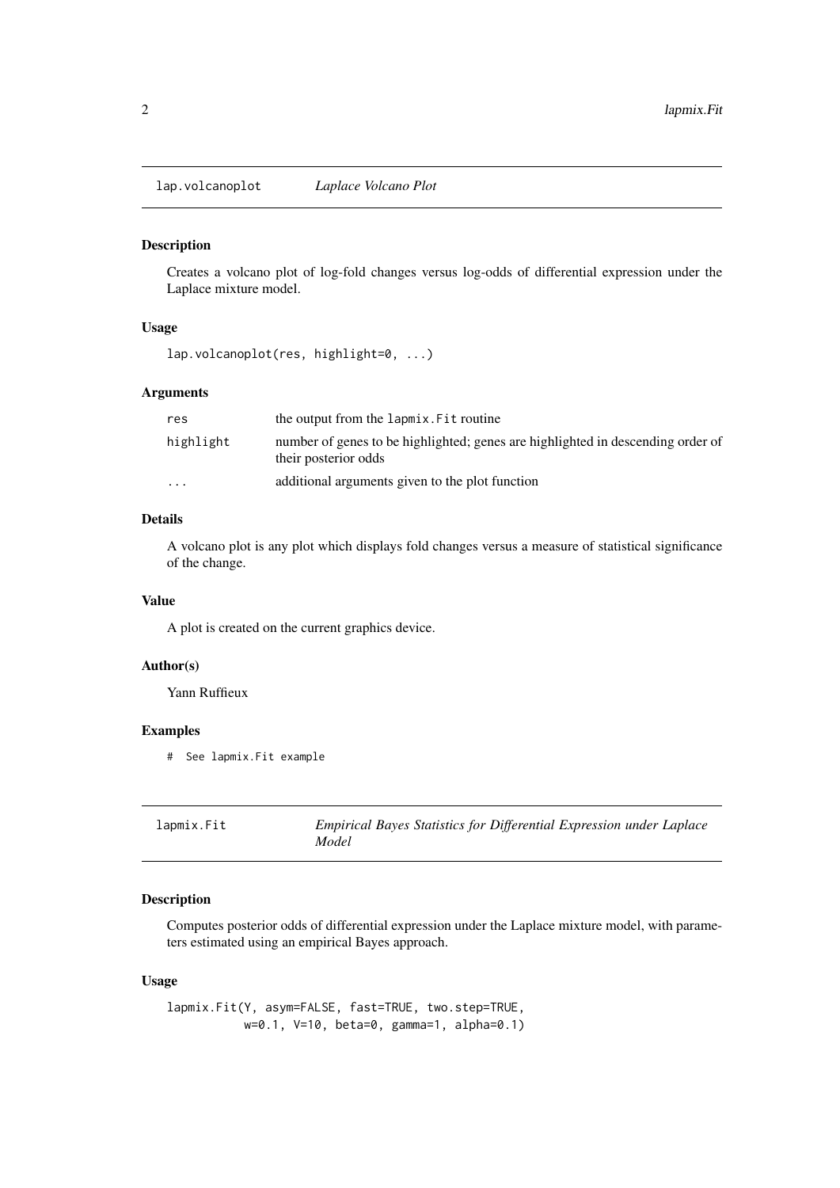## lap.volcanoplot *Laplace Volcano Plot*

### Description

Creates a volcano plot of log-fold changes versus log-odds of differential expression under the Laplace mixture model.

### Usage

```
lap.volcanoplot(res, highlight=0, ...)
```

### Arguments

| | |
|---|---|
| `res` | the output from the `lapmix.Fit` routine |
| `highlight` | number of genes to be highlighted; genes are highlighted in descending order of their posterior odds |
| `...` | additional arguments given to the plot function |

### Details

A volcano plot is any plot which displays fold changes versus a measure of statistical significance of the change.

### Value

A plot is created on the current graphics device.

### Author(s)

Yann Ruffieux

### Examples

```
#  See lapmix.Fit example
```

## lapmix.Fit *Empirical Bayes Statistics for Differential Expression under Laplace Model*

### Description

Computes posterior odds of differential expression under the Laplace mixture model, with parameters estimated using an empirical Bayes approach.

### Usage

```
lapmix.Fit(Y, asym=FALSE, fast=TRUE, two.step=TRUE,
           w=0.1, V=10, beta=0, gamma=1, alpha=0.1)
```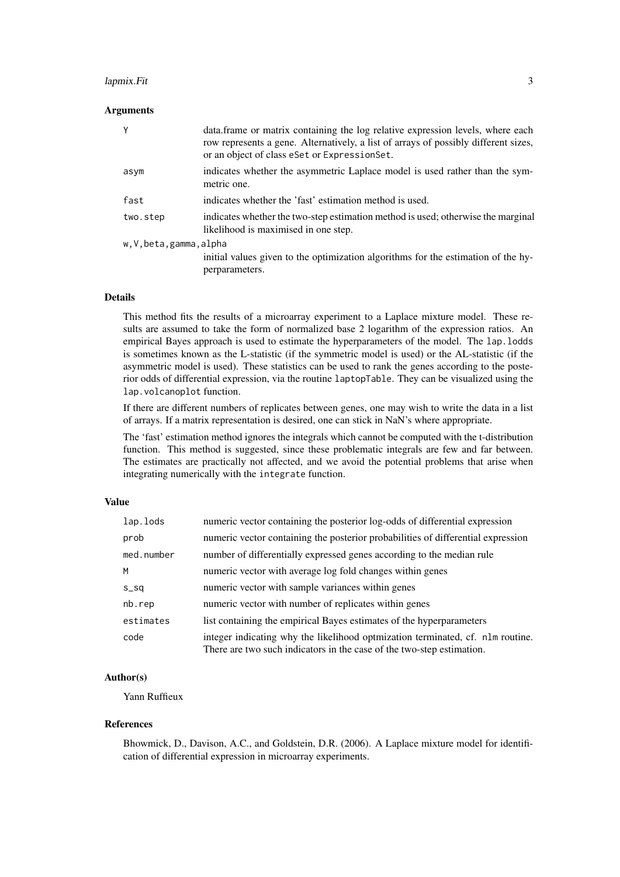### Arguments

| | |
|---|---|
| `Y` | data.frame or matrix containing the log relative expression levels, where each row represents a gene. Alternatively, a list of arrays of possibly different sizes, or an object of class `eSet` or `ExpressionSet`. |
| `asym` | indicates whether the asymmetric Laplace model is used rather than the symmetric one. |
| `fast` | indicates whether the 'fast' estimation method is used. |
| `two.step` | indicates whether the two-step estimation method is used; otherwise the marginal likelihood is maximised in one step. |
| `w,V,beta,gamma,alpha` | initial values given to the optimization algorithms for the estimation of the hyperparameters. |

### Details

This method fits the results of a microarray experiment to a Laplace mixture model. These results are assumed to take the form of normalized base 2 logarithm of the expression ratios. An empirical Bayes approach is used to estimate the hyperparameters of the model. The `lap.lodds` is sometimes known as the L-statistic (if the symmetric model is used) or the AL-statistic (if the asymmetric model is used). These statistics can be used to rank the genes according to the posterior odds of differential expression, via the routine `laptopTable`. They can be visualized using the `lap.volcanoplot` function.

If there are different numbers of replicates between genes, one may wish to write the data in a list of arrays. If a matrix representation is desired, one can stick in NaN's where appropriate.

The 'fast' estimation method ignores the integrals which cannot be computed with the t-distribution function. This method is suggested, since these problematic integrals are few and far between. The estimates are practically not affected, and we avoid the potential problems that arise when integrating numerically with the `integrate` function.

### Value

| | |
|---|---|
| `lap.lods` | numeric vector containing the posterior log-odds of differential expression |
| `prob` | numeric vector containing the posterior probabilities of differential expression |
| `med.number` | number of differentially expressed genes according to the median rule |
| `M` | numeric vector with average log fold changes within genes |
| `s_sq` | numeric vector with sample variances within genes |
| `nb.rep` | numeric vector with number of replicates within genes |
| `estimates` | list containing the empirical Bayes estimates of the hyperparameters |
| `code` | integer indicating why the likelihood optmization terminated, cf. `nlm` routine. There are two such indicators in the case of the two-step estimation. |

### Author(s)

Yann Ruffieux

### References

Bhowmick, D., Davison, A.C., and Goldstein, D.R. (2006). A Laplace mixture model for identification of differential expression in microarray experiments.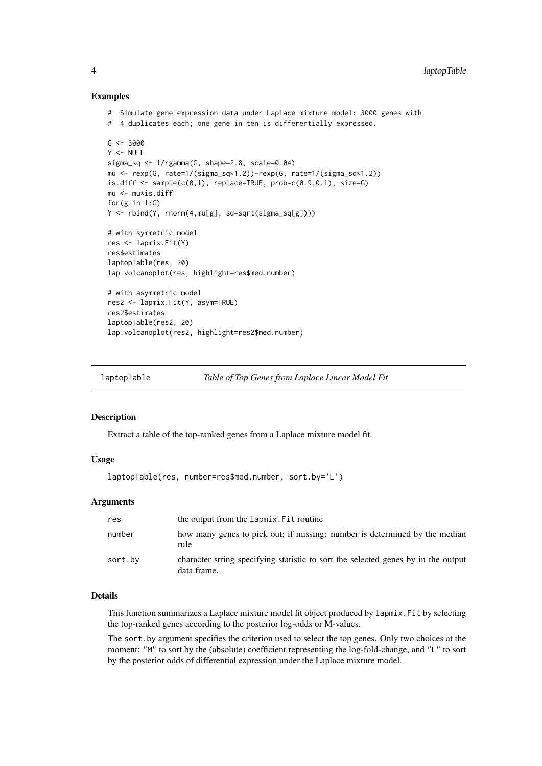### Examples

```
#  Simulate gene expression data under Laplace mixture model: 3000 genes with
#  4 duplicates each; one gene in ten is differentially expressed.

G <- 3000
Y <- NULL
sigma_sq <- 1/rgamma(G, shape=2.8, scale=0.04)
mu <- rexp(G, rate=1/(sigma_sq*1.2))-rexp(G, rate=1/(sigma_sq*1.2))
is.diff <- sample(c(0,1), replace=TRUE, prob=c(0.9,0.1), size=G)
mu <- mu*is.diff
for(g in 1:G)
Y <- rbind(Y, rnorm(4,mu[g], sd=sqrt(sigma_sq[g])))

# with symmetric model
res <- lapmix.Fit(Y)
res$estimates
laptopTable(res, 20)
lap.volcanoplot(res, highlight=res$med.number)

# with asymmetric model
res2 <- lapmix.Fit(Y, asym=TRUE)
res2$estimates
laptopTable(res2, 20)
lap.volcanoplot(res2, highlight=res2$med.number)
```

---

## laptopTable — *Table of Top Genes from Laplace Linear Model Fit*

---

### Description

Extract a table of the top-ranked genes from a Laplace mixture model fit.

### Usage

```
laptopTable(res, number=res$med.number, sort.by='L')
```

### Arguments

| | |
|---|---|
| res | the output from the lapmix.Fit routine |
| number | how many genes to pick out; if missing: number is determined by the median rule |
| sort.by | character string specifying statistic to sort the selected genes by in the output data.frame. |

### Details

This function summarizes a Laplace mixture model fit object produced by lapmix.Fit by selecting the top-ranked genes according to the posterior log-odds or M-values.

The sort.by argument specifies the criterion used to select the top genes. Only two choices at the moment: "M" to sort by the (absolute) coefficient representing the log-fold-change, and "L" to sort by the posterior odds of differential expression under the Laplace mixture model.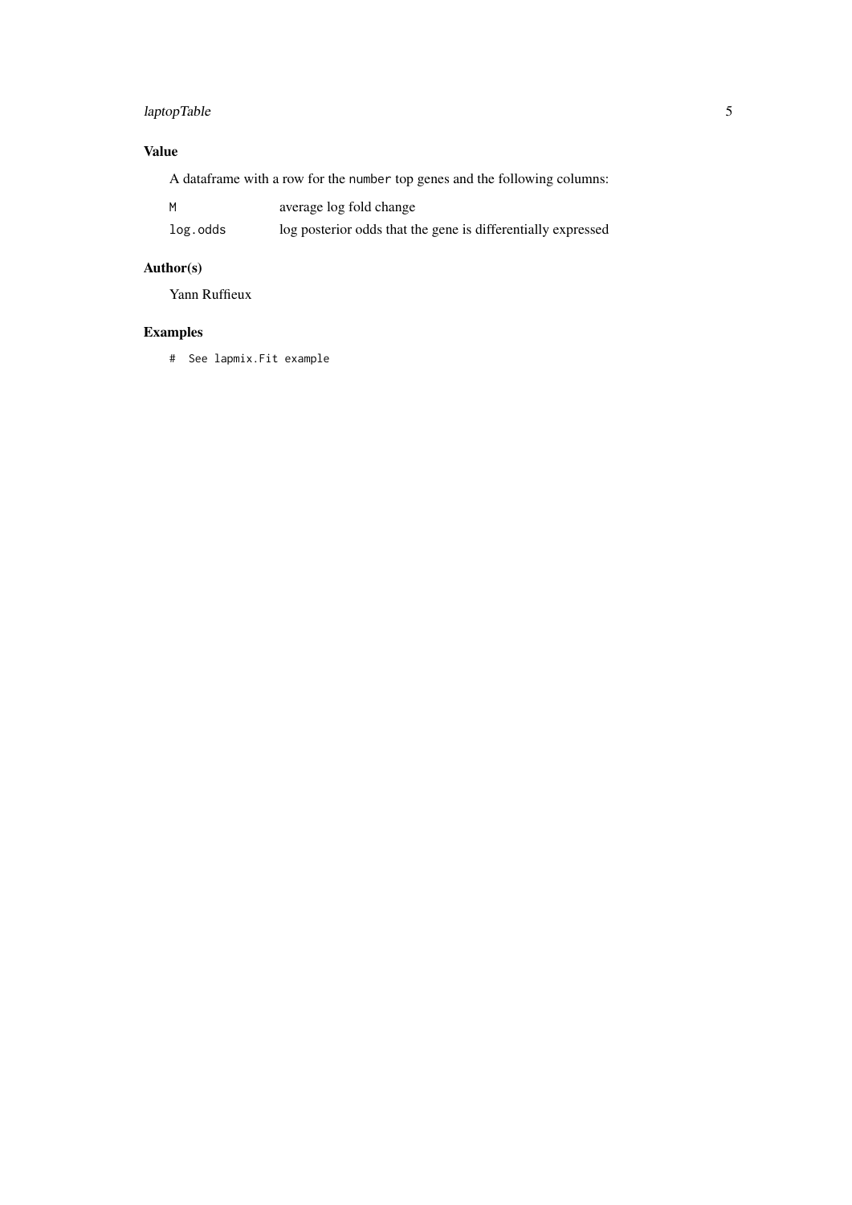### Value

A dataframe with a row for the `number` top genes and the following columns:

| | |
|---|---|
| `M` | average log fold change |
| `log.odds` | log posterior odds that the gene is differentially expressed |

### Author(s)

Yann Ruffieux

### Examples

```
#  See lapmix.Fit example
```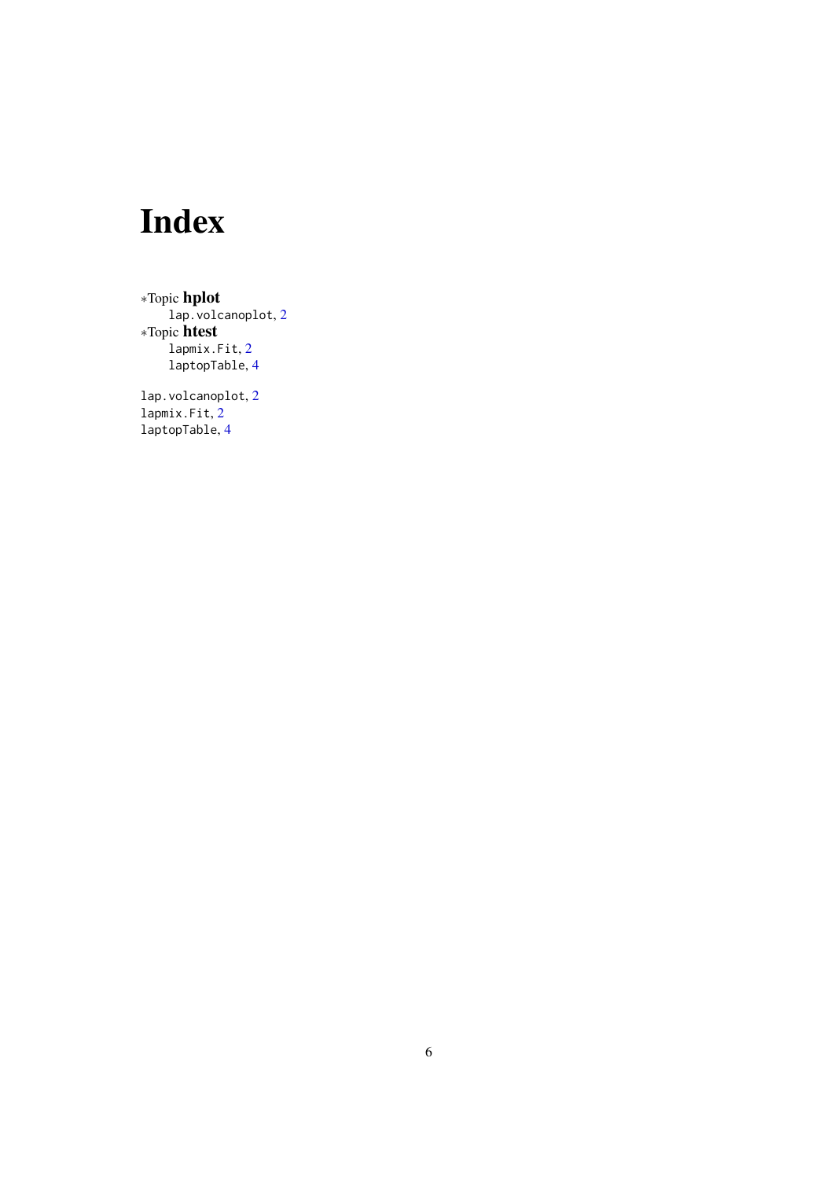# Index

∗Topic **hplot**
    lap.volcanoplot, 2
∗Topic **htest**
    lapmix.Fit, 2
    laptopTable, 4

lap.volcanoplot, 2
lapmix.Fit, 2
laptopTable, 4